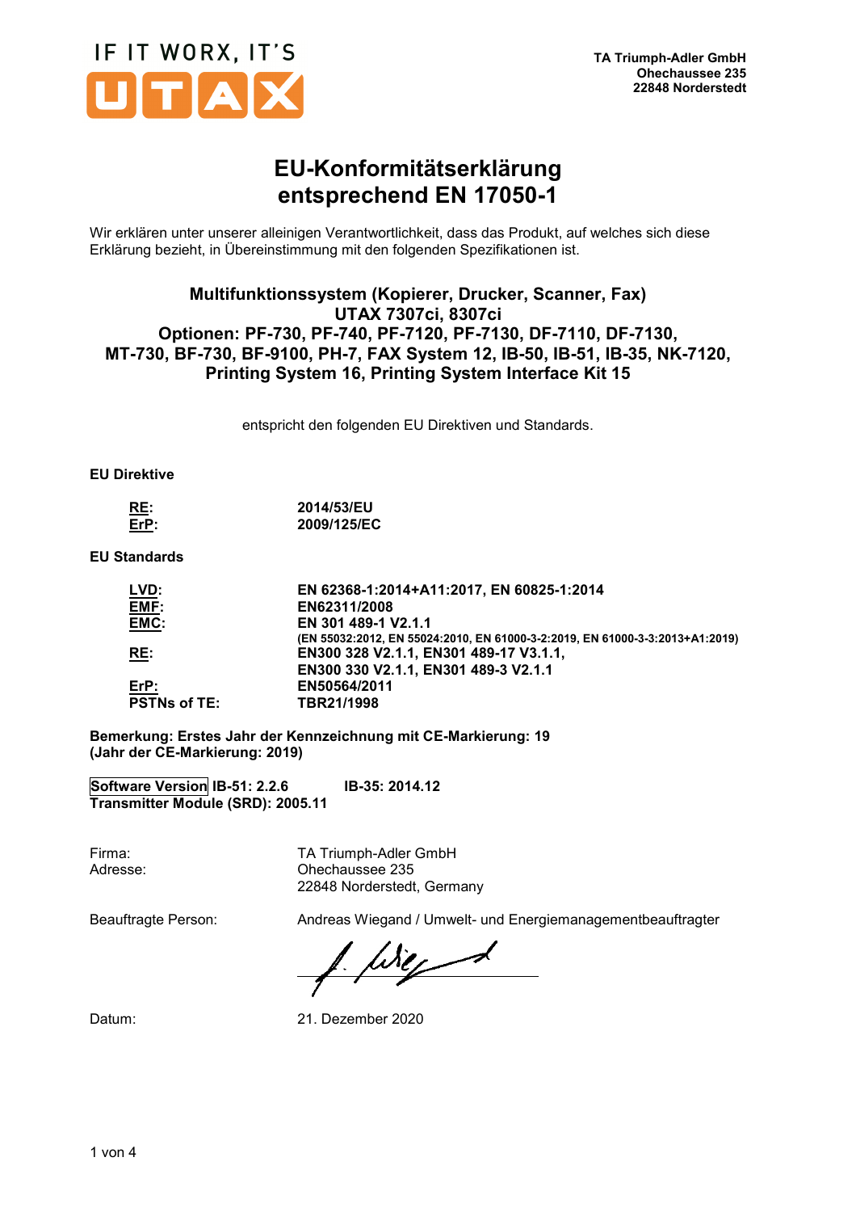IF IT WORX, IT'S UTAX

**TA Triumph-Adler GmbH**
**Ohechaussee 235**
**22848 Norderstedt**

# EU-Konformitätserklärung entsprechend EN 17050-1

Wir erklären unter unserer alleinigen Verantwortlichkeit, dass das Produkt, auf welches sich diese Erklärung bezieht, in Übereinstimmung mit den folgenden Spezifikationen ist.

**Multifunktionssystem (Kopierer, Drucker, Scanner, Fax)**
**UTAX 7307ci, 8307ci**
**Optionen: PF-730, PF-740, PF-7120, PF-7130, DF-7110, DF-7130, MT-730, BF-730, BF-9100, PH-7, FAX System 12, IB-50, IB-51, IB-35, NK-7120, Printing System 16, Printing System Interface Kit 15**

entspricht den folgenden EU Direktiven und Standards.

**EU Direktive**

| | |
|---|---|
| **RE:** | **2014/53/EU** |
| **ErP:** | **2009/125/EC** |

**EU Standards**

| | |
|---|---|
| **LVD:** | **EN 62368-1:2014+A11:2017, EN 60825-1:2014** |
| **EMF:** | **EN62311/2008** |
| **EMC:** | **EN 301 489-1 V2.1.1**<br>**(EN 55032:2012, EN 55024:2010, EN 61000-3-2:2019, EN 61000-3-3:2013+A1:2019)** |
| **RE:** | **EN300 328 V2.1.1, EN301 489-17 V3.1.1,**<br>**EN300 330 V2.1.1, EN301 489-3 V2.1.1** |
| **ErP:** | **EN50564/2011** |
| **PSTNs of TE:** | **TBR21/1998** |

**Bemerkung: Erstes Jahr der Kennzeichnung mit CE-Markierung: 19**
**(Jahr der CE-Markierung: 2019)**

**Software Version IB-51: 2.2.6 IB-35: 2014.12**
**Transmitter Module (SRD): 2005.11**

| | |
|---|---|
| Firma: | TA Triumph-Adler GmbH |
| Adresse: | Ohechaussee 235<br>22848 Norderstedt, Germany |
| Beauftragte Person: | Andreas Wiegand / Umwelt- und Energiemanagementbeauftragter |
| Datum: | 21. Dezember 2020 |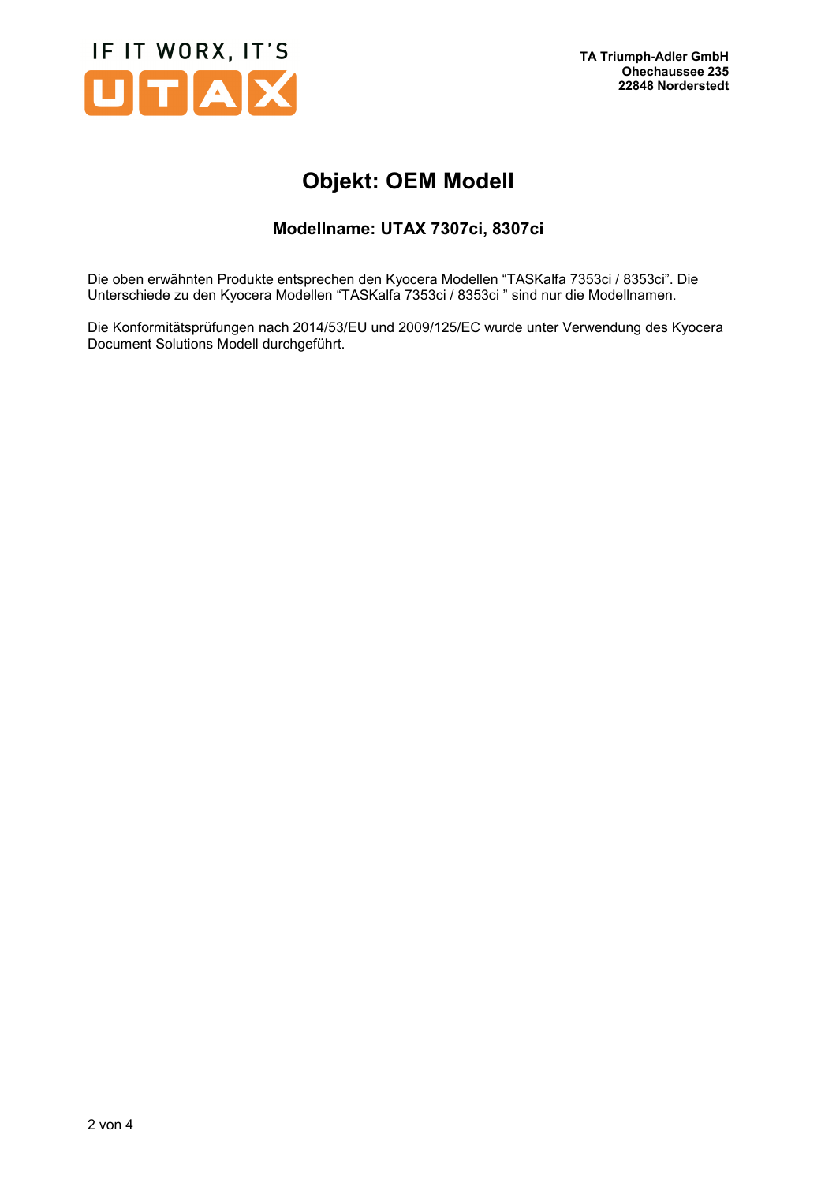IF IT WORX, IT'S UTAX

**TA Triumph-Adler GmbH**
**Ohechaussee 235**
**22848 Norderstedt**

# Objekt: OEM Modell

## Modellname: UTAX 7307ci, 8307ci

Die oben erwähnten Produkte entsprechen den Kyocera Modellen "TASKalfa 7353ci / 8353ci". Die Unterschiede zu den Kyocera Modellen "TASKalfa 7353ci / 8353ci " sind nur die Modellnamen.

Die Konformitätsprüfungen nach 2014/53/EU und 2009/125/EC wurde unter Verwendung des Kyocera Document Solutions Modell durchgeführt.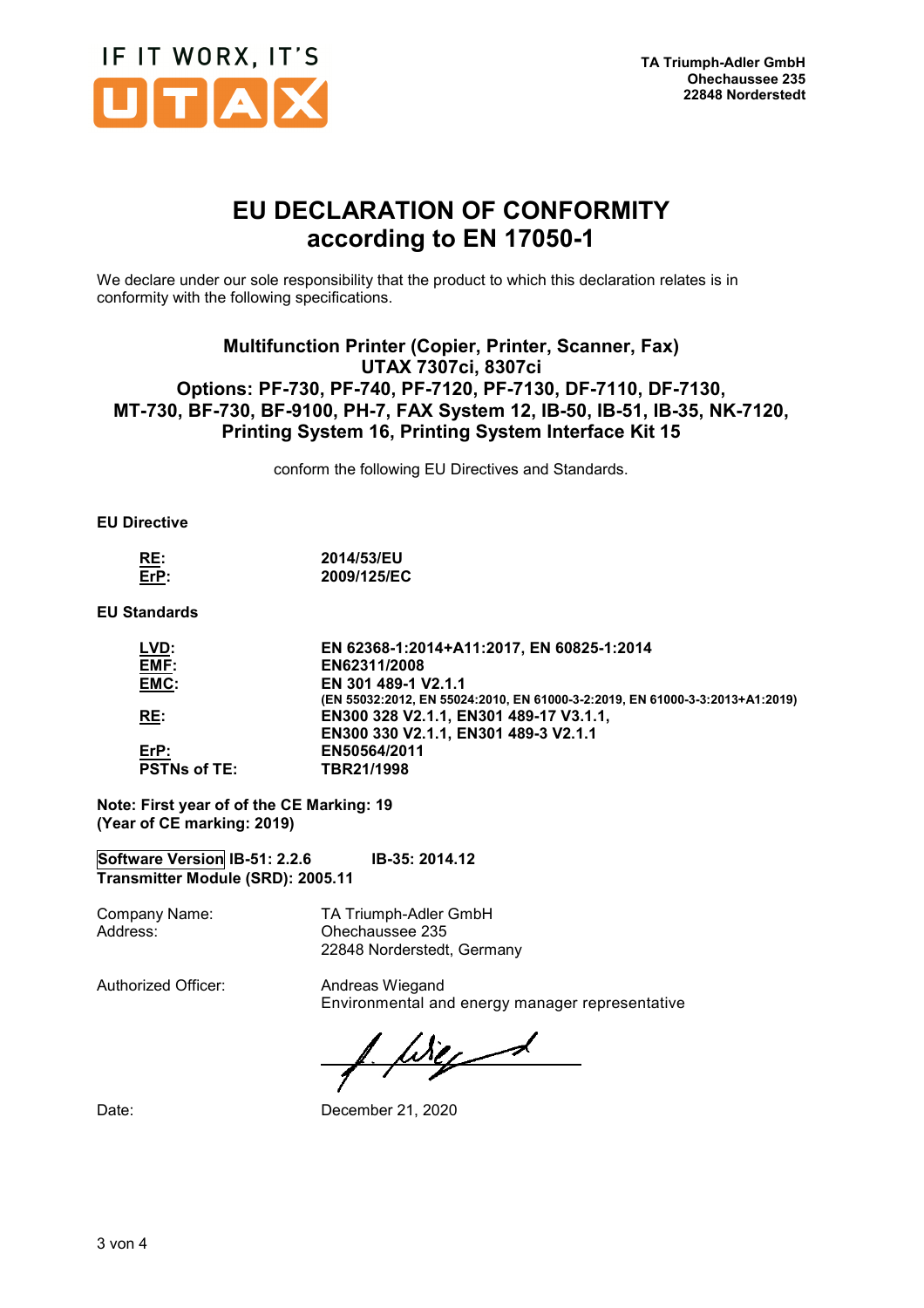IF IT WORX, IT'S UTAX

**TA Triumph-Adler GmbH**
**Ohechaussee 235**
**22848 Norderstedt**

# EU DECLARATION OF CONFORMITY according to EN 17050-1

We declare under our sole responsibility that the product to which this declaration relates is in conformity with the following specifications.

### Multifunction Printer (Copier, Printer, Scanner, Fax)
### UTAX 7307ci, 8307ci
### Options: PF-730, PF-740, PF-7120, PF-7130, DF-7110, DF-7130, MT-730, BF-730, BF-9100, PH-7, FAX System 12, IB-50, IB-51, IB-35, NK-7120, Printing System 16, Printing System Interface Kit 15

conform the following EU Directives and Standards.

**EU Directive**

| | |
|---|---|
| **RE:** | **2014/53/EU** |
| **ErP:** | **2009/125/EC** |

**EU Standards**

| | |
|---|---|
| **LVD:** | **EN 62368-1:2014+A11:2017, EN 60825-1:2014** |
| **EMF:** | **EN62311/2008** |
| **EMC:** | **EN 301 489-1 V2.1.1**<br>**(EN 55032:2012, EN 55024:2010, EN 61000-3-2:2019, EN 61000-3-3:2013+A1:2019)** |
| **RE:** | **EN300 328 V2.1.1, EN301 489-17 V3.1.1,**<br>**EN300 330 V2.1.1, EN301 489-3 V2.1.1** |
| **ErP:** | **EN50564/2011** |
| **PSTNs of TE:** | **TBR21/1998** |

**Note: First year of of the CE Marking: 19**
**(Year of CE marking: 2019)**

**Software Version IB-51: 2.2.6 IB-35: 2014.12**
**Transmitter Module (SRD): 2005.11**

| | |
|---|---|
| Company Name: | TA Triumph-Adler GmbH |
| Address: | Ohechaussee 235<br>22848 Norderstedt, Germany |
| Authorized Officer: | Andreas Wiegand<br>Environmental and energy manager representative |
| Date: | December 21, 2020 |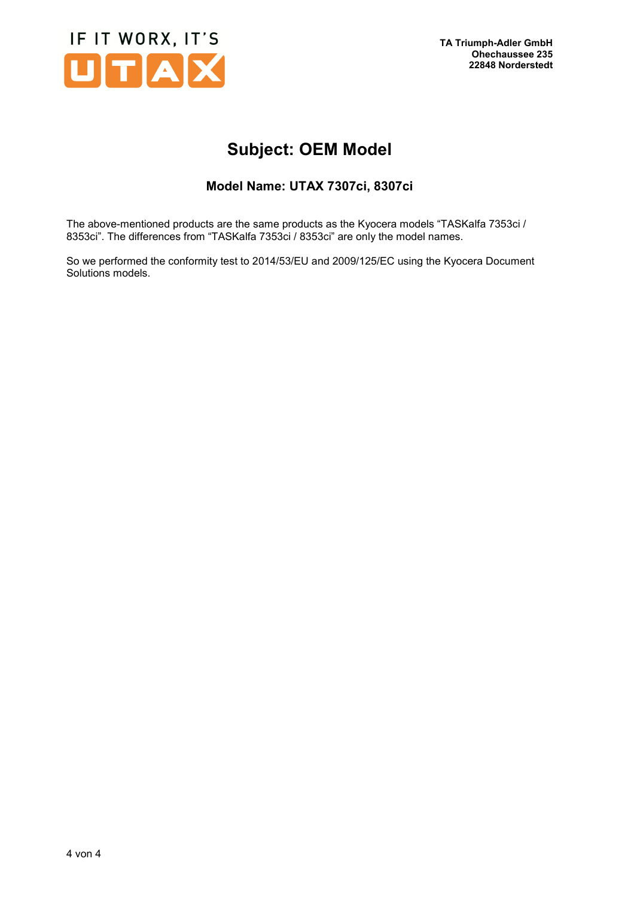IF IT WORX, IT'S UTAX

**TA Triumph-Adler GmbH**
**Ohechaussee 235**
**22848 Norderstedt**

# Subject: OEM Model

## Model Name: UTAX 7307ci, 8307ci

The above-mentioned products are the same products as the Kyocera models "TASKalfa 7353ci / 8353ci". The differences from "TASKalfa 7353ci / 8353ci" are only the model names.

So we performed the conformity test to 2014/53/EU and 2009/125/EC using the Kyocera Document Solutions models.